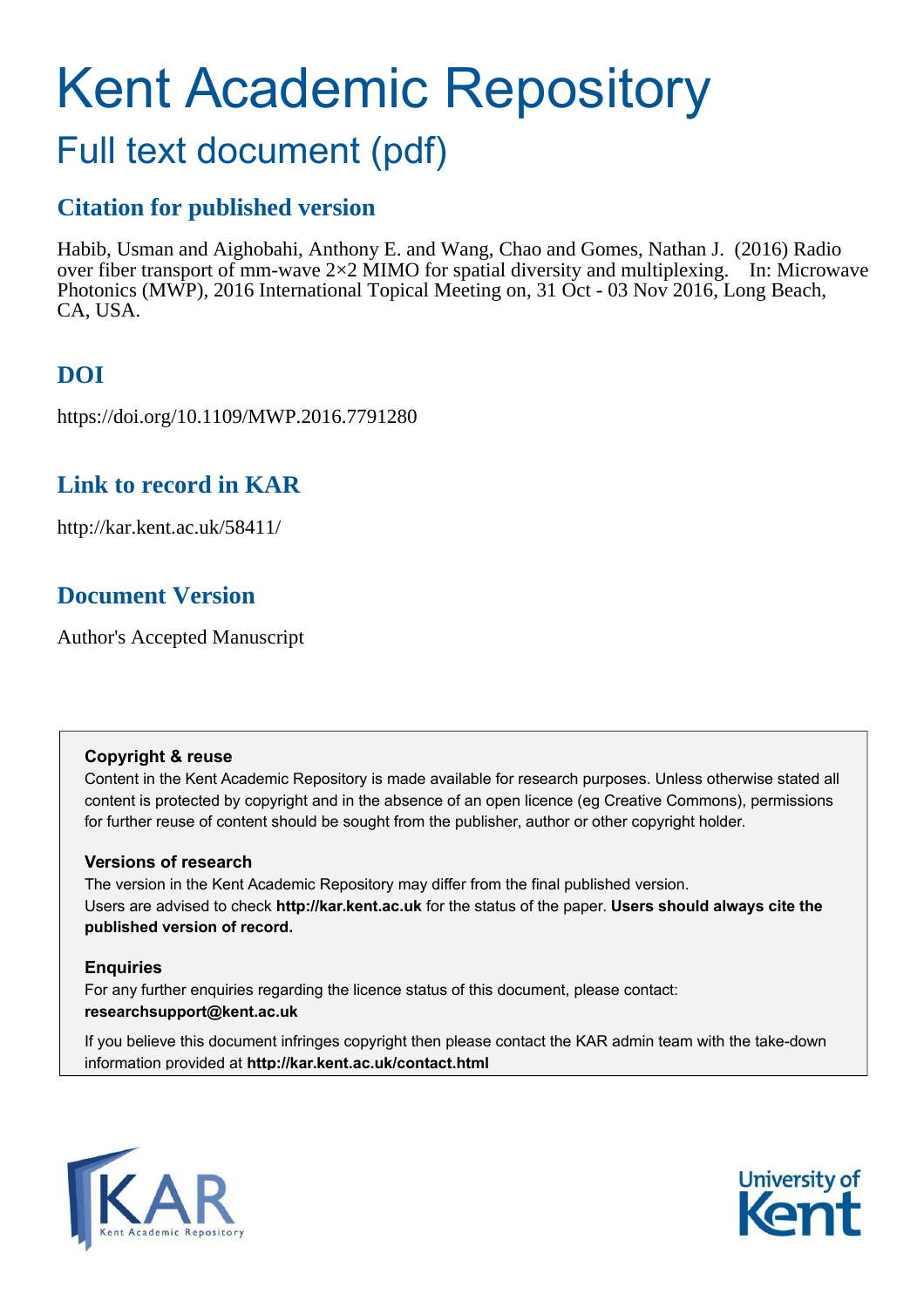# Kent Academic Repository

## Full text document (pdf)

## Citation for published version

Habib, Usman and Aighobahi, Anthony E. and Wang, Chao and Gomes, Nathan J. (2016) Radio over fiber transport of mm-wave 2×2 MIMO for spatial diversity and multiplexing. In: Microwave Photonics (MWP), 2016 International Topical Meeting on, 31 Oct - 03 Nov 2016, Long Beach, CA, USA.

## DOI

https://doi.org/10.1109/MWP.2016.7791280

## Link to record in KAR

http://kar.kent.ac.uk/58411/

## Document Version

Author's Accepted Manuscript

**Copyright & reuse**

Content in the Kent Academic Repository is made available for research purposes. Unless otherwise stated all content is protected by copyright and in the absence of an open licence (eg Creative Commons), permissions for further reuse of content should be sought from the publisher, author or other copyright holder.

**Versions of research**

The version in the Kent Academic Repository may differ from the final published version. Users are advised to check **http://kar.kent.ac.uk** for the status of the paper. **Users should always cite the published version of record.**

**Enquiries**

For any further enquiries regarding the licence status of this document, please contact: **researchsupport@kent.ac.uk**

If you believe this document infringes copyright then please contact the KAR admin team with the take-down information provided at **http://kar.kent.ac.uk/contact.html**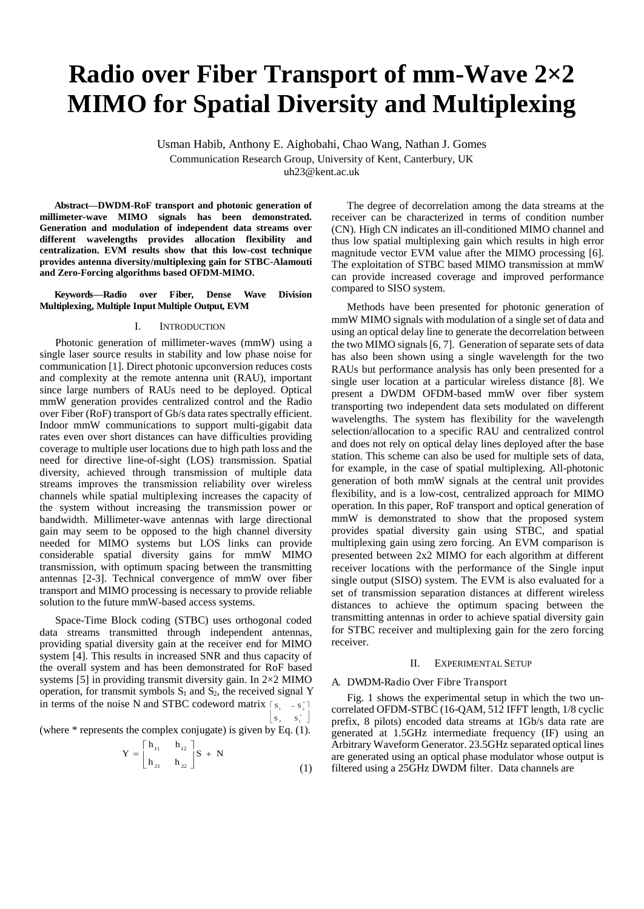# Radio over Fiber Transport of mm-Wave 2×2 MIMO for Spatial Diversity and Multiplexing

Usman Habib, Anthony E. Aighobahi, Chao Wang, Nathan J. Gomes

Communication Research Group, University of Kent, Canterbury, UK

uh23@kent.ac.uk

***Abstract*—DWDM-RoF transport and photonic generation of millimeter-wave MIMO signals has been demonstrated. Generation and modulation of independent data streams over different wavelengths provides allocation flexibility and centralization. EVM results show that this low-cost technique provides antenna diversity/multiplexing gain for STBC-Alamouti and Zero-Forcing algorithms based OFDM-MIMO.**

***Keywords*—Radio over Fiber, Dense Wave Division Multiplexing, Multiple Input Multiple Output, EVM**

## I. Introduction

Photonic generation of millimeter-waves (mmW) using a single laser source results in stability and low phase noise for communication [1]. Direct photonic upconversion reduces costs and complexity at the remote antenna unit (RAU), important since large numbers of RAUs need to be deployed. Optical mmW generation provides centralized control and the Radio over Fiber (RoF) transport of Gb/s data rates spectrally efficient. Indoor mmW communications to support multi-gigabit data rates even over short distances can have difficulties providing coverage to multiple user locations due to high path loss and the need for directive line-of-sight (LOS) transmission. Spatial diversity, achieved through transmission of multiple data streams improves the transmission reliability over wireless channels while spatial multiplexing increases the capacity of the system without increasing the transmission power or bandwidth. Millimeter-wave antennas with large directional gain may seem to be opposed to the high channel diversity needed for MIMO systems but LOS links can provide considerable spatial diversity gains for mmW MIMO transmission, with optimum spacing between the transmitting antennas [2-3]. Technical convergence of mmW over fiber transport and MIMO processing is necessary to provide reliable solution to the future mmW-based access systems.

Space-Time Block coding (STBC) uses orthogonal coded data streams transmitted through independent antennas, providing spatial diversity gain at the receiver end for MIMO system [4]. This results in increased SNR and thus capacity of the overall system and has been demonstrated for RoF based systems [5] in providing transmit diversity gain. In 2×2 MIMO operation, for transmit symbols $S_1$ and $S_2$, the received signal Y in terms of the noise N and STBC codeword matrix $\begin{bmatrix} S_1 & -S_2^* \\ S_2 & S_1^* \end{bmatrix}$ (where * represents the complex conjugate) is given by Eq. (1).

$$Y = \begin{bmatrix} h_{11} & h_{12} \\ h_{21} & h_{22} \end{bmatrix} S + N \tag{1}$$

The degree of decorrelation among the data streams at the receiver can be characterized in terms of condition number (CN). High CN indicates an ill-conditioned MIMO channel and thus low spatial multiplexing gain which results in high error magnitude vector EVM value after the MIMO processing [6]. The exploitation of STBC based MIMO transmission at mmW can provide increased coverage and improved performance compared to SISO system.

Methods have been presented for photonic generation of mmW MIMO signals with modulation of a single set of data and using an optical delay line to generate the decorrelation between the two MIMO signals [6, 7]. Generation of separate sets of data has also been shown using a single wavelength for the two RAUs but performance analysis has only been presented for a single user location at a particular wireless distance [8]. We present a DWDM OFDM-based mmW over fiber system transporting two independent data sets modulated on different wavelengths. The system has flexibility for the wavelength selection/allocation to a specific RAU and centralized control and does not rely on optical delay lines deployed after the base station. This scheme can also be used for multiple sets of data, for example, in the case of spatial multiplexing. All-photonic generation of both mmW signals at the central unit provides flexibility, and is a low-cost, centralized approach for MIMO operation. In this paper, RoF transport and optical generation of mmW is demonstrated to show that the proposed system provides spatial diversity gain using STBC, and spatial multiplexing gain using zero forcing. An EVM comparison is presented between 2x2 MIMO for each algorithm at different receiver locations with the performance of the Single input single output (SISO) system. The EVM is also evaluated for a set of transmission separation distances at different wireless distances to achieve the optimum spacing between the transmitting antennas in order to achieve spatial diversity gain for STBC receiver and multiplexing gain for the zero forcing receiver.

## II. Experimental Setup

### A. DWDM-Radio Over Fibre Transport

Fig. 1 shows the experimental setup in which the two un-correlated OFDM-STBC (16-QAM, 512 IFFT length, 1/8 cyclic prefix, 8 pilots) encoded data streams at 1Gb/s data rate are generated at 1.5GHz intermediate frequency (IF) using an Arbitrary Waveform Generator. 23.5GHz separated optical lines are generated using an optical phase modulator whose output is filtered using a 25GHz DWDM filter. Data channels are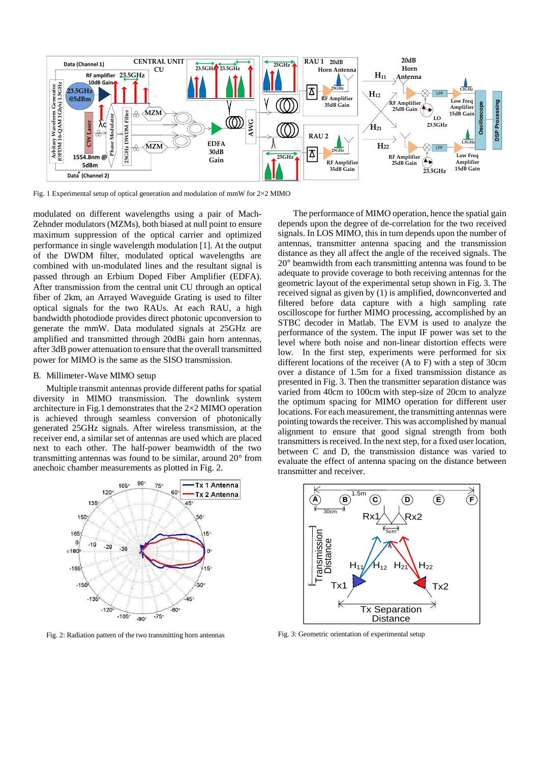Fig. 1 Experimental setup of optical generation and modulation of mmW for 2×2 MIMO

modulated on different wavelengths using a pair of Mach-Zehnder modulators (MZMs), both biased at null point to ensure maximum suppression of the optical carrier and optimized performance in single wavelength modulation [1]. At the output of the DWDM filter, modulated optical wavelengths are combined with un-modulated lines and the resultant signal is passed through an Erbium Doped Fiber Amplifier (EDFA). After transmission from the central unit CU through an optical fiber of 2km, an Arrayed Waveguide Grating is used to filter optical signals for the two RAUs. At each RAU, a high bandwidth photodiode provides direct photonic upconversion to generate the mmW. Data modulated signals at 25GHz are amplified and transmitted through 20dBi gain horn antennas, after 3dB power attenuation to ensure that the overall transmitted power for MIMO is the same as the SISO transmission.

B. Millimeter-Wave MIMO setup

Multiple transmit antennas provide different paths for spatial diversity in MIMO transmission. The downlink system architecture in Fig.1 demonstrates that the 2×2 MIMO operation is achieved through seamless conversion of photonically generated 25GHz signals. After wireless transmission, at the receiver end, a similar set of antennas are used which are placed next to each other. The half-power beamwidth of the two transmitting antennas was found to be similar, around 20° from anechoic chamber measurements as plotted in Fig. 2.

Fig. 2: Radiation pattern of the two transmitting horn antennas

The performance of MIMO operation, hence the spatial gain depends upon the degree of de-correlation for the two received signals. In LOS MIMO, this in turn depends upon the number of antennas, transmitter antenna spacing and the transmission distance as they all affect the angle of the received signals. The 20° beamwidth from each transmitting antenna was found to be adequate to provide coverage to both receiving antennas for the geometric layout of the experimental setup shown in Fig. 3. The received signal as given by (1) is amplified, downconverted and filtered before data capture with a high sampling rate oscilloscope for further MIMO processing, accomplished by an STBC decoder in Matlab. The EVM is used to analyze the performance of the system. The input IF power was set to the level where both noise and non-linear distortion effects were low. In the first step, experiments were performed for six different locations of the receiver (A to F) with a step of 30cm over a distance of 1.5m for a fixed transmission distance as presented in Fig. 3. Then the transmitter separation distance was varied from 40cm to 100cm with step-size of 20cm to analyze the optimum spacing for MIMO operation for different user locations. For each measurement, the transmitting antennas were pointing towards the receiver. This was accomplished by manual alignment to ensure that good signal strength from both transmitters is received. In the next step, for a fixed user location, between C and D, the transmission distance was varied to evaluate the effect of antenna spacing on the distance between transmitter and receiver.

Fig. 3: Geometric orientation of experimental setup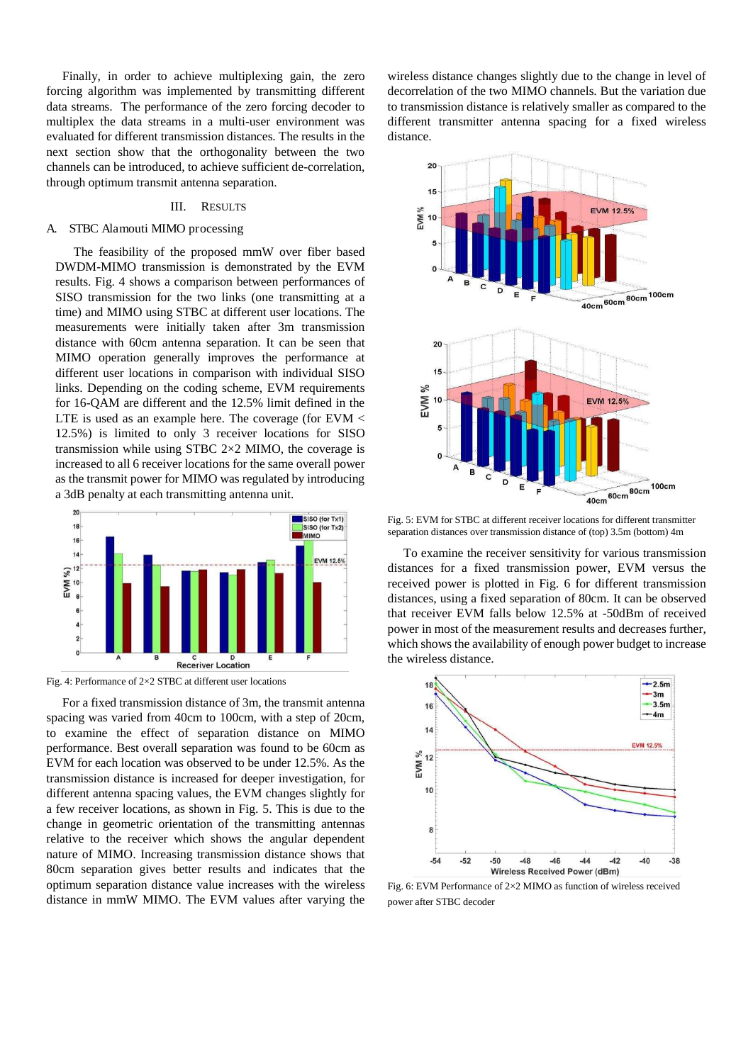Finally, in order to achieve multiplexing gain, the zero forcing algorithm was implemented by transmitting different data streams. The performance of the zero forcing decoder to multiplex the data streams in a multi-user environment was evaluated for different transmission distances. The results in the next section show that the orthogonality between the two channels can be introduced, to achieve sufficient de-correlation, through optimum transmit antenna separation.

## III. RESULTS

### A. STBC Alamouti MIMO processing

The feasibility of the proposed mmW over fiber based DWDM-MIMO transmission is demonstrated by the EVM results. Fig. 4 shows a comparison between performances of SISO transmission for the two links (one transmitting at a time) and MIMO using STBC at different user locations. The measurements were initially taken after 3m transmission distance with 60cm antenna separation. It can be seen that MIMO operation generally improves the performance at different user locations in comparison with individual SISO links. Depending on the coding scheme, EVM requirements for 16-QAM are different and the 12.5% limit defined in the LTE is used as an example here. The coverage (for EVM < 12.5%) is limited to only 3 receiver locations for SISO transmission while using STBC 2×2 MIMO, the coverage is increased to all 6 receiver locations for the same overall power as the transmit power for MIMO was regulated by introducing a 3dB penalty at each transmitting antenna unit.

Fig. 4: Performance of 2×2 STBC at different user locations

For a fixed transmission distance of 3m, the transmit antenna spacing was varied from 40cm to 100cm, with a step of 20cm, to examine the effect of separation distance on MIMO performance. Best overall separation was found to be 60cm as EVM for each location was observed to be under 12.5%. As the transmission distance is increased for deeper investigation, for different antenna spacing values, the EVM changes slightly for a few receiver locations, as shown in Fig. 5. This is due to the change in geometric orientation of the transmitting antennas relative to the receiver which shows the angular dependent nature of MIMO. Increasing transmission distance shows that 80cm separation gives better results and indicates that the optimum separation distance value increases with the wireless distance in mmW MIMO. The EVM values after varying the wireless distance changes slightly due to the change in level of decorrelation of the two MIMO channels. But the variation due to transmission distance is relatively smaller as compared to the different transmitter antenna spacing for a fixed wireless distance.

Fig. 5: EVM for STBC at different receiver locations for different transmitter separation distances over transmission distance of (top) 3.5m (bottom) 4m

To examine the receiver sensitivity for various transmission distances for a fixed transmission power, EVM versus the received power is plotted in Fig. 6 for different transmission distances, using a fixed separation of 80cm. It can be observed that receiver EVM falls below 12.5% at -50dBm of received power in most of the measurement results and decreases further, which shows the availability of enough power budget to increase the wireless distance.

Fig. 6: EVM Performance of 2×2 MIMO as function of wireless received power after STBC decoder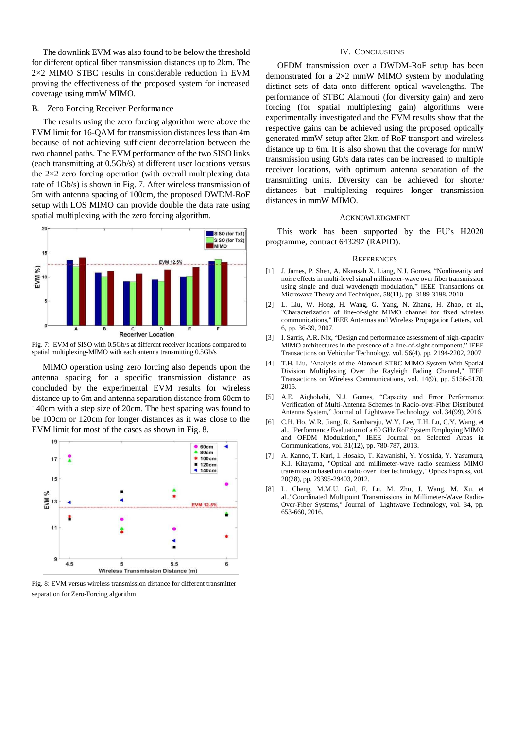The downlink EVM was also found to be below the threshold for different optical fiber transmission distances up to 2km. The 2×2 MIMO STBC results in considerable reduction in EVM proving the effectiveness of the proposed system for increased coverage using mmW MIMO.

### B. Zero Forcing Receiver Performance

The results using the zero forcing algorithm were above the EVM limit for 16-QAM for transmission distances less than 4m because of not achieving sufficient decorrelation between the two channel paths. The EVM performance of the two SISO links (each transmitting at 0.5Gb/s) at different user locations versus the 2×2 zero forcing operation (with overall multiplexing data rate of 1Gb/s) is shown in Fig. 7. After wireless transmission of 5m with antenna spacing of 100cm, the proposed DWDM-RoF setup with LOS MIMO can provide double the data rate using spatial multiplexing with the zero forcing algorithm.

SISO (for Tx1)
SISO (for Tx2)
MIMO
EVM 12.5%
EVM %)
Receiver Location
A B C D E F
0 5 10 15 20

Fig. 7: EVM of SISO with 0.5Gb/s at different receiver locations compared to spatial multiplexing-MIMO with each antenna transmitting 0.5Gb/s

MIMO operation using zero forcing also depends upon the antenna spacing for a specific transmission distance as concluded by the experimental EVM results for wireless distance up to 6m and antenna separation distance from 60cm to 140cm with a step size of 20cm. The best spacing was found to be 100cm or 120cm for longer distances as it was close to the EVM limit for most of the cases as shown in Fig. 8.

60cm
80cm
100cm
120cm
140cm
EVM 12.5%
EVM %
Wireless Transmission Distance (m)
4.5 5 5.5 6
9 11 13 15 17 19

Fig. 8: EVM versus wireless transmission distance for different transmitter separation for Zero-Forcing algorithm

## IV. Conclusions

OFDM transmission over a DWDM-RoF setup has been demonstrated for a 2×2 mmW MIMO system by modulating distinct sets of data onto different optical wavelengths. The performance of STBC Alamouti (for diversity gain) and zero forcing (for spatial multiplexing gain) algorithms were experimentally investigated and the EVM results show that the respective gains can be achieved using the proposed optically generated mmW setup after 2km of RoF transport and wireless distance up to 6m. It is also shown that the coverage for mmW transmission using Gb/s data rates can be increased to multiple receiver locations, with optimum antenna separation of the transmitting units. Diversity can be achieved for shorter distances but multiplexing requires longer transmission distances in mmW MIMO.

## Acknowledgment

This work has been supported by the EU's H2020 programme, contract 643297 (RAPID).

## References

[1] J. James, P. Shen, A. Nkansah X. Liang, N.J. Gomes, "Nonlinearity and noise effects in multi-level signal millimeter-wave over fiber transmission using single and dual wavelength modulation," IEEE Transactions on Microwave Theory and Techniques, 58(11), pp. 3189-3198, 2010.

[2] L. Liu, W. Hong, H. Wang, G. Yang, N. Zhang, H. Zhao, et al., "Characterization of line-of-sight MIMO channel for fixed wireless communications," IEEE Antennas and Wireless Propagation Letters, vol. 6, pp. 36-39, 2007.

[3] I. Sarris, A.R. Nix, "Design and performance assessment of high-capacity MIMO architectures in the presence of a line-of-sight component," IEEE Transactions on Vehicular Technology, vol. 56(4), pp. 2194-2202, 2007.

[4] T.H. Liu, "Analysis of the Alamouti STBC MIMO System With Spatial Division Multiplexing Over the Rayleigh Fading Channel," IEEE Transactions on Wireless Communications, vol. 14(9), pp. 5156-5170, 2015.

[5] A.E. Aighobahi, N.J. Gomes, "Capacity and Error Performance Verification of Multi-Antenna Schemes in Radio-over-Fiber Distributed Antenna System," Journal of Lightwave Technology, vol. 34(99), 2016.

[6] C.H. Ho, W.R. Jiang, R. Sambaraju, W.Y. Lee, T.H. Lu, C.Y. Wang, et al., "Performance Evaluation of a 60 GHz RoF System Employing MIMO and OFDM Modulation," IEEE Journal on Selected Areas in Communications, vol. 31(12), pp. 780-787, 2013.

[7] A. Kanno, T. Kuri, I. Hosako, T. Kawanishi, Y. Yoshida, Y. Yasumura, K.I. Kitayama, "Optical and millimeter-wave radio seamless MIMO transmission based on a radio over fiber technology," Optics Express, vol. 20(28), pp. 29395-29403, 2012.

[8] L. Cheng, M.M.U. Gul, F. Lu, M. Zhu, J. Wang, M. Xu, et al.,"Coordinated Multipoint Transmissions in Millimeter-Wave Radio-Over-Fiber Systems," Journal of Lightwave Technology, vol. 34, pp. 653-660, 2016.